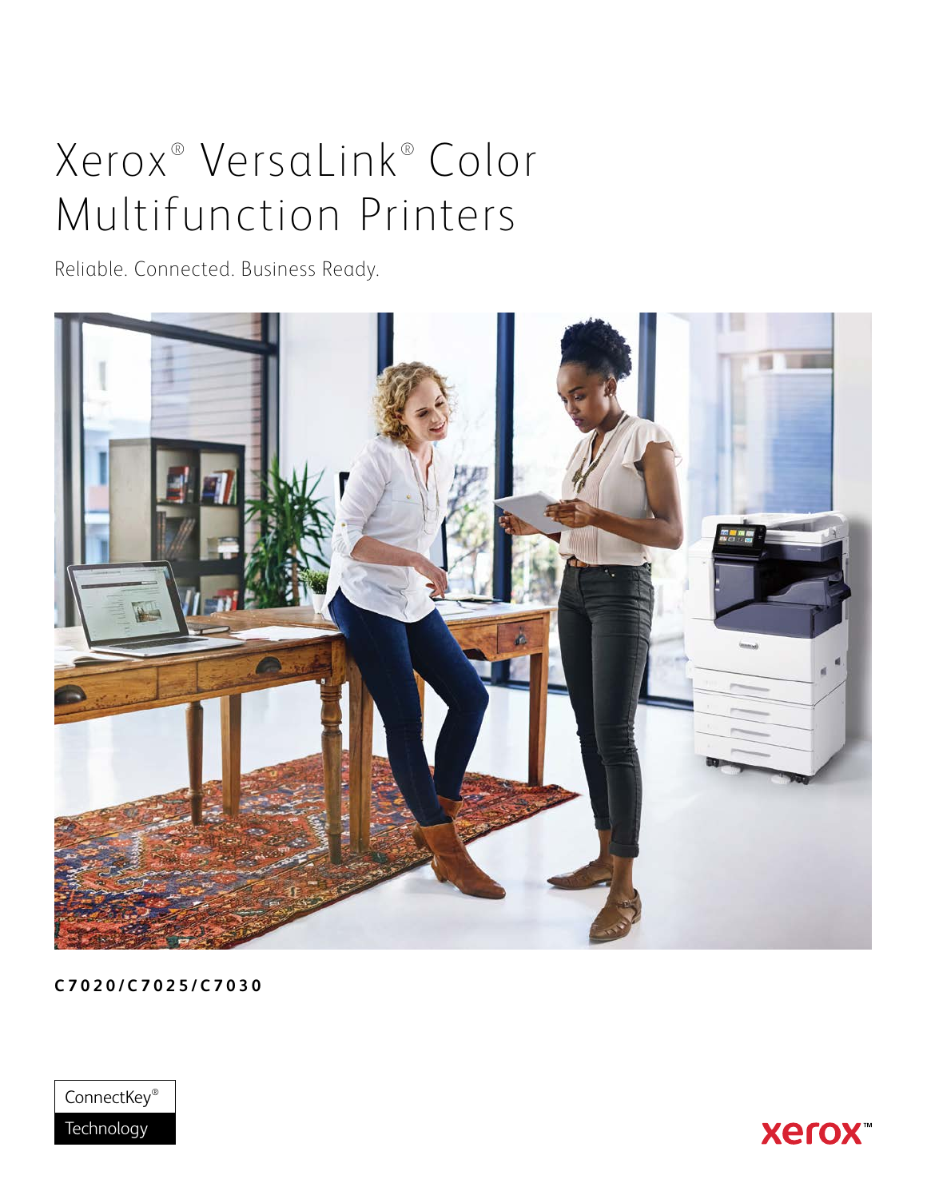# Xerox® VersaLink® Color Multifunction Printers

Reliable. Connected. Business Ready.

**C7020/C7025/C7030**

ConnectKey® Technology

xerox™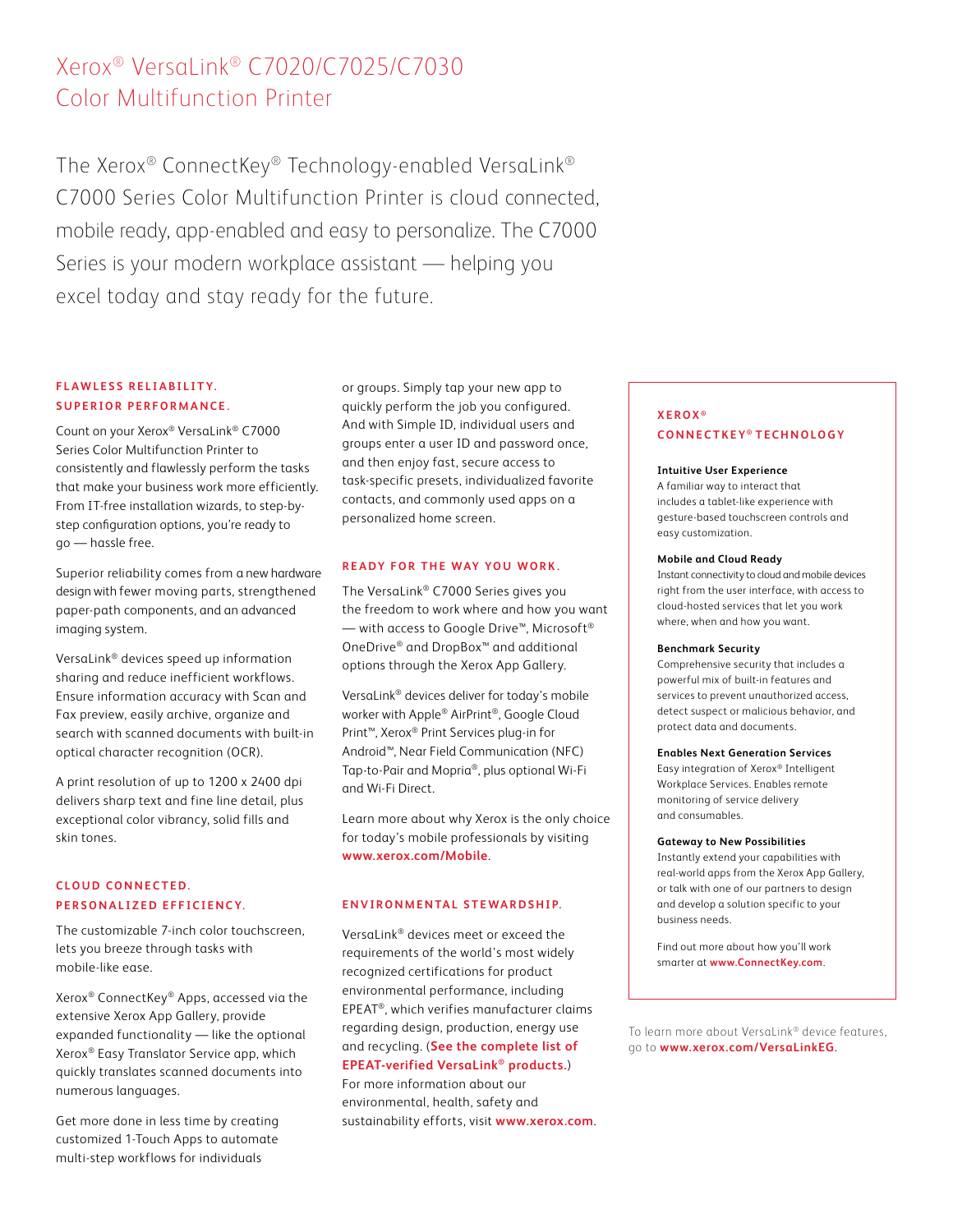# Xerox® VersaLink® C7020/C7025/C7030 Color Multifunction Printer

The Xerox® ConnectKey® Technology-enabled VersaLink® C7000 Series Color Multifunction Printer is cloud connected, mobile ready, app-enabled and easy to personalize. The C7000 Series is your modern workplace assistant — helping you excel today and stay ready for the future.

## FLAWLESS RELIABILITY. SUPERIOR PERFORMANCE.

Count on your Xerox® VersaLink® C7000 Series Color Multifunction Printer to consistently and flawlessly perform the tasks that make your business work more efficiently. From IT-free installation wizards, to step-by-step configuration options, you're ready to go — hassle free.

Superior reliability comes from a new hardware design with fewer moving parts, strengthened paper-path components, and an advanced imaging system.

VersaLink® devices speed up information sharing and reduce inefficient workflows. Ensure information accuracy with Scan and Fax preview, easily archive, organize and search with scanned documents with built-in optical character recognition (OCR).

A print resolution of up to 1200 x 2400 dpi delivers sharp text and fine line detail, plus exceptional color vibrancy, solid fills and skin tones.

## CLOUD CONNECTED. PERSONALIZED EFFICIENCY.

The customizable 7-inch color touchscreen, lets you breeze through tasks with mobile-like ease.

Xerox® ConnectKey® Apps, accessed via the extensive Xerox App Gallery, provide expanded functionality — like the optional Xerox® Easy Translator Service app, which quickly translates scanned documents into numerous languages.

Get more done in less time by creating customized 1-Touch Apps to automate multi-step workflows for individuals or groups. Simply tap your new app to quickly perform the job you configured. And with Simple ID, individual users and groups enter a user ID and password once, and then enjoy fast, secure access to task-specific presets, individualized favorite contacts, and commonly used apps on a personalized home screen.

## READY FOR THE WAY YOU WORK.

The VersaLink® C7000 Series gives you the freedom to work where and how you want — with access to Google Drive™, Microsoft® OneDrive® and DropBox™ and additional options through the Xerox App Gallery.

VersaLink® devices deliver for today's mobile worker with Apple® AirPrint®, Google Cloud Print™, Xerox® Print Services plug-in for Android™, Near Field Communication (NFC) Tap-to-Pair and Mopria®, plus optional Wi-Fi and Wi-Fi Direct.

Learn more about why Xerox is the only choice for today's mobile professionals by visiting **www.xerox.com/Mobile**.

## ENVIRONMENTAL STEWARDSHIP.

VersaLink® devices meet or exceed the requirements of the world's most widely recognized certifications for product environmental performance, including EPEAT®, which verifies manufacturer claims regarding design, production, energy use and recycling. (**See the complete list of EPEAT-verified VersaLink® products.**) For more information about our environmental, health, safety and sustainability efforts, visit **www.xerox.com**.

## XEROX® CONNECTKEY® TECHNOLOGY

**Intuitive User Experience**
A familiar way to interact that includes a tablet-like experience with gesture-based touchscreen controls and easy customization.

**Mobile and Cloud Ready**
Instant connectivity to cloud and mobile devices right from the user interface, with access to cloud-hosted services that let you work where, when and how you want.

**Benchmark Security**
Comprehensive security that includes a powerful mix of built-in features and services to prevent unauthorized access, detect suspect or malicious behavior, and protect data and documents.

**Enables Next Generation Services**
Easy integration of Xerox® Intelligent Workplace Services. Enables remote monitoring of service delivery and consumables.

**Gateway to New Possibilities**
Instantly extend your capabilities with real-world apps from the Xerox App Gallery, or talk with one of our partners to design and develop a solution specific to your business needs.

Find out more about how you'll work smarter at **www.ConnectKey.com**.

To learn more about VersaLink® device features, go to **www.xerox.com/VersaLinkEG**.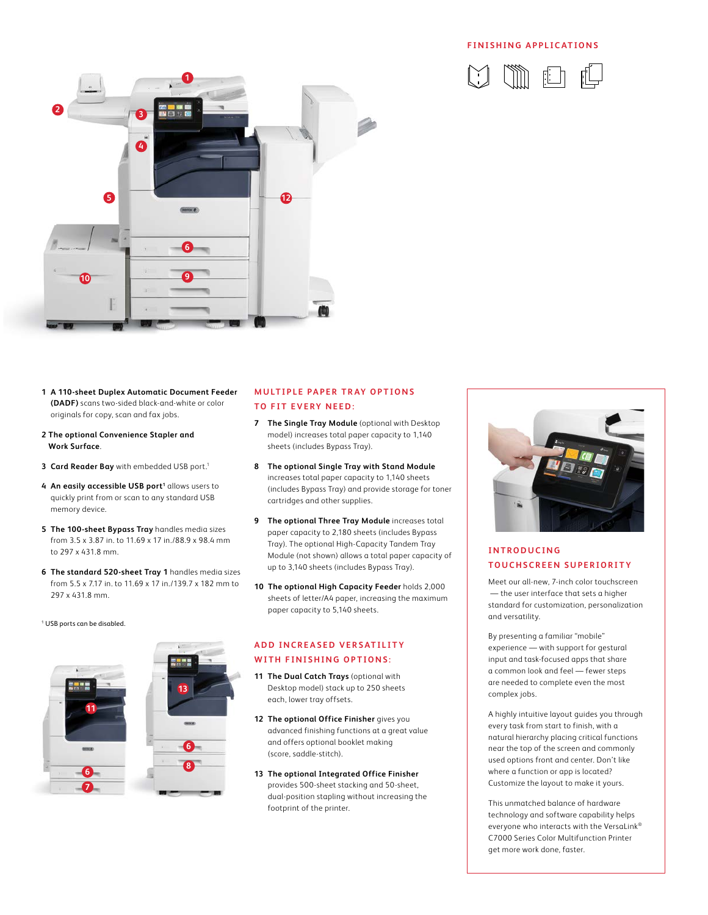## FINISHING APPLICATIONS

1 **A 110-sheet Duplex Automatic Document Feeder (DADF)** scans two-sided black-and-white or color originals for copy, scan and fax jobs.

2 **The optional Convenience Stapler and Work Surface**.

3 **Card Reader Bay** with embedded USB port.[1]

4 **An easily accessible USB port[1]** allows users to quickly print from or scan to any standard USB memory device.

5 **The 100-sheet Bypass Tray** handles media sizes from 3.5 x 3.87 in. to 11.69 x 17 in./88.9 x 98.4 mm to 297 x 431.8 mm.

6 **The standard 520-sheet Tray 1** handles media sizes from 5.5 x 7.17 in. to 11.69 x 17 in./139.7 x 182 mm to 297 x 431.8 mm.

[1] USB ports can be disabled.

## MULTIPLE PAPER TRAY OPTIONS TO FIT EVERY NEED:

7 **The Single Tray Module** (optional with Desktop model) increases total paper capacity to 1,140 sheets (includes Bypass Tray).

8 **The optional Single Tray with Stand Module** increases total paper capacity to 1,140 sheets (includes Bypass Tray) and provide storage for toner cartridges and other supplies.

9 **The optional Three Tray Module** increases total paper capacity to 2,180 sheets (includes Bypass Tray). The optional High-Capacity Tandem Tray Module (not shown) allows a total paper capacity of up to 3,140 sheets (includes Bypass Tray).

10 **The optional High Capacity Feeder** holds 2,000 sheets of letter/A4 paper, increasing the maximum paper capacity to 5,140 sheets.

## ADD INCREASED VERSATILITY WITH FINISHING OPTIONS:

11 **The Dual Catch Trays** (optional with Desktop model) stack up to 250 sheets each, lower tray offsets.

12 **The optional Office Finisher** gives you advanced finishing functions at a great value and offers optional booklet making (score, saddle-stitch).

13 **The optional Integrated Office Finisher** provides 500-sheet stacking and 50-sheet, dual-position stapling without increasing the footprint of the printer.

## INTRODUCING TOUCHSCREEN SUPERIORITY

Meet our all-new, 7-inch color touchscreen — the user interface that sets a higher standard for customization, personalization and versatility.

By presenting a familiar "mobile" experience — with support for gestural input and task-focused apps that share a common look and feel — fewer steps are needed to complete even the most complex jobs.

A highly intuitive layout guides you through every task from start to finish, with a natural hierarchy placing critical functions near the top of the screen and commonly used options front and center. Don't like where a function or app is located? Customize the layout to make it yours.

This unmatched balance of hardware technology and software capability helps everyone who interacts with the VersaLink® C7000 Series Color Multifunction Printer get more work done, faster.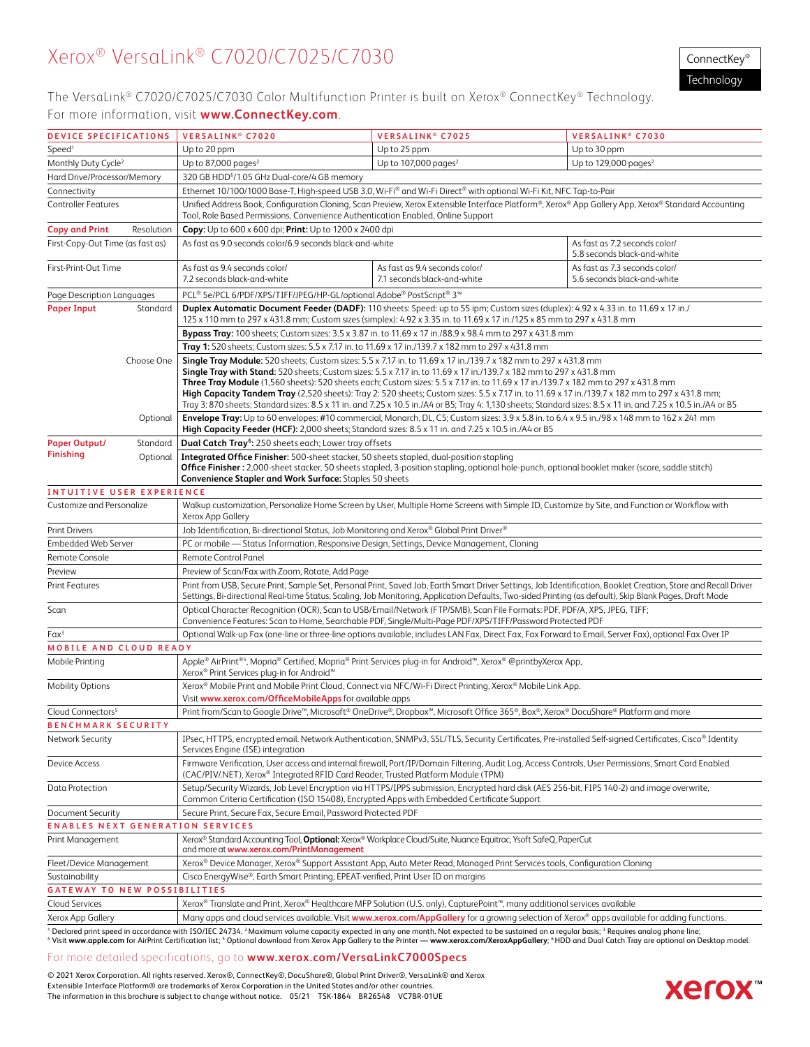# Xerox® VersaLink® C7020/C7025/C7030

ConnectKey® Technology

The VersaLink® C7020/C7025/C7030 Color Multifunction Printer is built on Xerox® ConnectKey® Technology. For more information, visit **www.ConnectKey.com**.

| DEVICE SPECIFICATIONS | | VERSALINK® C7020 | VERSALINK® C7025 | VERSALINK® C7030 |
|---|---|---|---|---|
| Speed[1] | | Up to 20 ppm | Up to 25 ppm | Up to 30 ppm |
| Monthly Duty Cycle[2] | | Up to 87,000 pages[2] | Up to 107,000 pages[2] | Up to 129,000 pages[2] |
| Hard Drive/Processor/Memory | | 320 GB HDD[6]/1.05 GHz Dual-core/4 GB memory | | |
| Connectivity | | Ethernet 10/100/1000 Base-T, High-speed USB 3.0, Wi-Fi® and Wi-Fi Direct® with optional Wi-Fi Kit, NFC Tap-to-Pair | | |
| Controller Features | | Unified Address Book, Configuration Cloning, Scan Preview, Xerox Extensible Interface Platform®, Xerox® App Gallery App, Xerox® Standard Accounting Tool, Role Based Permissions, Convenience Authentication Enabled, Online Support | | |
| **Copy and Print** | Resolution | **Copy:** Up to 600 x 600 dpi; **Print:** Up to 1200 x 2400 dpi | | |
| First-Copy-Out Time (as fast as) | | As fast as 9.0 seconds color/6.9 seconds black-and-white | | As fast as 7.2 seconds color/ 5.8 seconds black-and-white |
| First-Print-Out Time | | As fast as 9.4 seconds color/ 7.2 seconds black-and-white | As fast as 9.4 seconds color/ 7.1 seconds black-and-white | As fast as 7.3 seconds color/ 5.6 seconds black-and-white |
| Page Description Languages | | PCL® 5e/PCL 6/PDF/XPS/TIFF/JPEG/HP-GL/optional Adobe® PostScript® 3™ | | |
| **Paper Input** | Standard | **Duplex Automatic Document Feeder (DADF):** 110 sheets: Speed: up to 55 ipm; Custom sizes (duplex): 4.92 x 4.33 in. to 11.69 x 17 in./ 125 x 110 mm to 297 x 431.8 mm; Custom sizes (simplex): 4.92 x 3.35 in. to 11.69 x 17 in./125 x 85 mm to 297 x 431.8 mm | | |
| | | **Bypass Tray:** 100 sheets; Custom sizes: 3.5 x 3.87 in. to 11.69 x 17 in./88.9 x 98.4 mm to 297 x 431.8 mm | | |
| | | **Tray 1:** 520 sheets; Custom sizes: 5.5 x 7.17 in. to 11.69 x 17 in./139.7 x 182 mm to 297 x 431.8 mm | | |
| | Choose One | **Single Tray Module:** 520 sheets; Custom sizes: 5.5 x 7.17 in. to 11.69 x 17 in./139.7 x 182 mm to 297 x 431.8 mm<br>**Single Tray with Stand:** 520 sheets; Custom sizes: 5.5 x 7.17 in. to 11.69 x 17 in./139.7 x 182 mm to 297 x 431.8 mm<br>**Three Tray Module** (1,560 sheets): 520 sheets each; Custom sizes: 5.5 x 7.17 in. to 11.69 x 17 in./139.7 x 182 mm to 297 x 431.8 mm<br>**High Capacity Tandem Tray** (2,520 sheets): Tray 2: 520 sheets; Custom sizes: 5.5 x 7.17 in. to 11.69 x 17 in./139.7 x 182 mm to 297 x 431.8 mm; Tray 3: 870 sheets; Standard sizes: 8.5 x 11 in. and 7.25 x 10.5 in./A4 or B5; Tray 4: 1,130 sheets; Standard sizes: 8.5 x 11 in. and 7.25 x 10.5 in./A4 or B5 | | |
| | Optional | **Envelope Tray:** Up to 60 envelopes: #10 commercial, Monarch, DL, C5; Custom sizes: 3.9 x 5.8 in. to 6.4 x 9.5 in./98 x 148 mm to 162 x 241 mm<br>**High Capacity Feeder (HCF):** 2,000 sheets; Standard sizes: 8.5 x 11 in. and 7.25 x 10.5 in./A4 or B5 | | |
| **Paper Output/ Finishing** | Standard | **Dual Catch Tray[6]:** 250 sheets each; Lower tray offsets | | |
| | Optional | **Integrated Office Finisher:** 500-sheet stacker, 50 sheets stapled, dual-position stapling<br>**Office Finisher :** 2,000-sheet stacker, 50 sheets stapled, 3-position stapling, optional hole-punch, optional booklet maker (score, saddle stitch)<br>**Convenience Stapler and Work Surface:** Staples 50 sheets | | |
| **INTUITIVE USER EXPERIENCE** | | | | |
| Customize and Personalize | | Walkup customization, Personalize Home Screen by User, Multiple Home Screens with Simple ID, Customize by Site, and Function or Workflow with Xerox App Gallery | | |
| Print Drivers | | Job Identification, Bi-directional Status, Job Monitoring and Xerox® Global Print Driver® | | |
| Embedded Web Server | | PC or mobile — Status Information, Responsive Design, Settings, Device Management, Cloning | | |
| Remote Console | | Remote Control Panel | | |
| Preview | | Preview of Scan/Fax with Zoom, Rotate, Add Page | | |
| Print Features | | Print from USB, Secure Print, Sample Set, Personal Print, Saved Job, Earth Smart Driver Settings, Job Identification, Booklet Creation, Store and Recall Driver Settings, Bi-directional Real-time Status, Scaling, Job Monitoring, Application Defaults, Two-sided Printing (as default), Skip Blank Pages, Draft Mode | | |
| Scan | | Optical Character Recognition (OCR), Scan to USB/Email/Network (FTP/SMB), Scan File Formats: PDF, PDF/A, XPS, JPEG, TIFF; Convenience Features: Scan to Home, Searchable PDF, Single/Multi-Page PDF/XPS/TIFF/Password Protected PDF | | |
| Fax[3] | | Optional Walk-up Fax (one-line or three-line options available, includes LAN Fax, Direct Fax, Fax Forward to Email, Server Fax), optional Fax Over IP | | |
| **MOBILE AND CLOUD READY** | | | | |
| Mobile Printing | | Apple® AirPrint®[4], Mopria® Certified, Mopria® Print Services plug-in for Android™, Xerox® @printbyXerox App, Xerox® Print Services plug-in for Android™ | | |
| Mobility Options | | Xerox® Mobile Print and Mobile Print Cloud, Connect via NFC/Wi-Fi Direct Printing, Xerox® Mobile Link App. Visit **www.xerox.com/OfficeMobileApps** for available apps | | |
| Cloud Connectors[5] | | Print from/Scan to Google Drive™, Microsoft® OneDrive®, Dropbox™, Microsoft Office 365®, Box®, Xerox® DocuShare® Platform and more | | |
| **BENCHMARK SECURITY** | | | | |
| Network Security | | IPsec, HTTPS, encrypted email. Network Authentication, SNMPv3, SSL/TLS, Security Certificates, Pre-installed Self-signed Certificates, Cisco® Identity Services Engine (ISE) integration | | |
| Device Access | | Firmware Verification, User access and internal firewall, Port/IP/Domain Filtering, Audit Log, Access Controls, User Permissions, Smart Card Enabled (CAC/PIV/.NET), Xerox® Integrated RFID Card Reader, Trusted Platform Module (TPM) | | |
| Data Protection | | Setup/Security Wizards, Job Level Encryption via HTTPS/IPPS submission, Encrypted hard disk (AES 256-bit, FIPS 140-2) and image overwrite, Common Criteria Certification (ISO 15408), Encrypted Apps with Embedded Certificate Support | | |
| Document Security | | Secure Print, Secure Fax, Secure Email, Password Protected PDF | | |
| **ENABLES NEXT GENERATION SERVICES** | | | | |
| Print Management | | Xerox® Standard Accounting Tool, **Optional:** Xerox® Workplace Cloud/Suite, Nuance Equitrac, Ysoft SafeQ, PaperCut and more at **www.xerox.com/PrintManagement** | | |
| Fleet/Device Management | | Xerox® Device Manager, Xerox® Support Assistant App, Auto Meter Read, Managed Print Services tools, Configuration Cloning | | |
| Sustainability | | Cisco EnergyWise®, Earth Smart Printing, EPEAT-verified, Print User ID on margins | | |
| **GATEWAY TO NEW POSSIBILITIES** | | | | |
| Cloud Services | | Xerox® Translate and Print, Xerox® Healthcare MFP Solution (U.S. only), CapturePoint™, many additional services available | | |
| Xerox App Gallery | | Many apps and cloud services available. Visit **www.xerox.com/AppGallery** for a growing selection of Xerox® apps available for adding functions. | | |

[1] Declared print speed in accordance with ISO/IEC 24734. [2] Maximum volume capacity expected in any one month. Not expected to be sustained on a regular basis; [3] Requires analog phone line; [4] Visit **www.apple.com** for AirPrint Certification list; [5] Optional download from Xerox App Gallery to the Printer — **www.xerox.com/XeroxAppGallery**; [6] HDD and Dual Catch Tray are optional on Desktop model.

For more detailed specifications, go to **www.xerox.com/VersaLinkC7000Specs**.

© 2021 Xerox Corporation. All rights reserved. Xerox®, ConnectKey®, DocuShare®, Global Print Driver®, VersaLink® and Xerox Extensible Interface Platform® are trademarks of Xerox Corporation in the United States and/or other countries. The information in this brochure is subject to change without notice. 05/21 TSK-1864 BR26548 VC7BR-01UE

xerox™